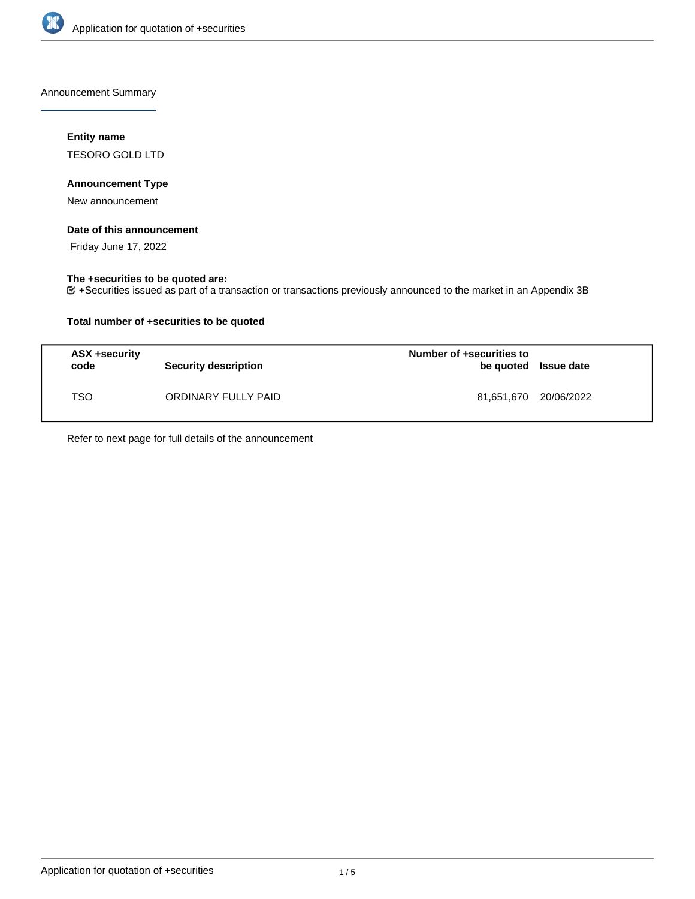Announcement Summary

**Entity name**

TESORO GOLD LTD

**Announcement Type**

New announcement

**Date of this announcement**

Friday June 17, 2022

**The +securities to be quoted are:**

+Securities issued as part of a transaction or transactions previously announced to the market in an Appendix 3B

**Total number of +securities to be quoted**

| ASX +security code | Security description | Number of +securities to be quoted | Issue date |
|---|---|---|---|
| TSO | ORDINARY FULLY PAID | 81,651,670 | 20/06/2022 |

Refer to next page for full details of the announcement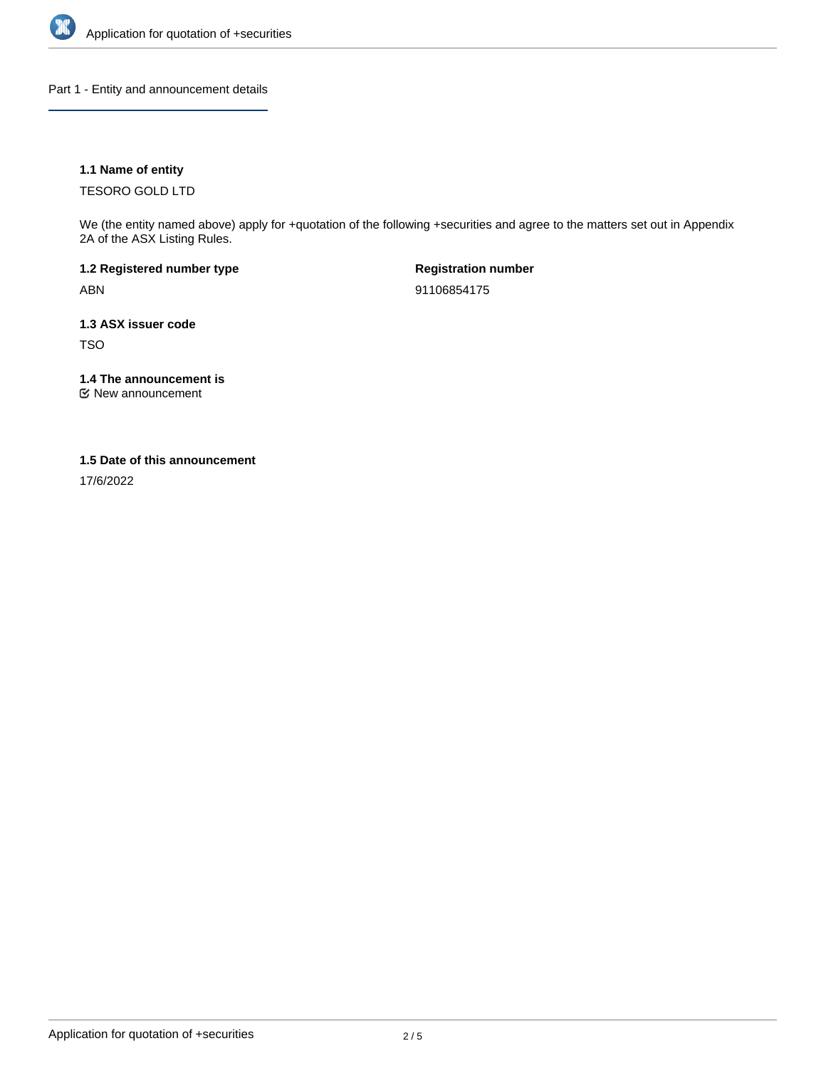## Part 1 - Entity and announcement details

**1.1 Name of entity**

TESORO GOLD LTD

We (the entity named above) apply for +quotation of the following +securities and agree to the matters set out in Appendix 2A of the ASX Listing Rules.

**1.2 Registered number type**

ABN

**Registration number**

91106854175

**1.3 ASX issuer code**

TSO

**1.4 The announcement is**

☑ New announcement

**1.5 Date of this announcement**

17/6/2022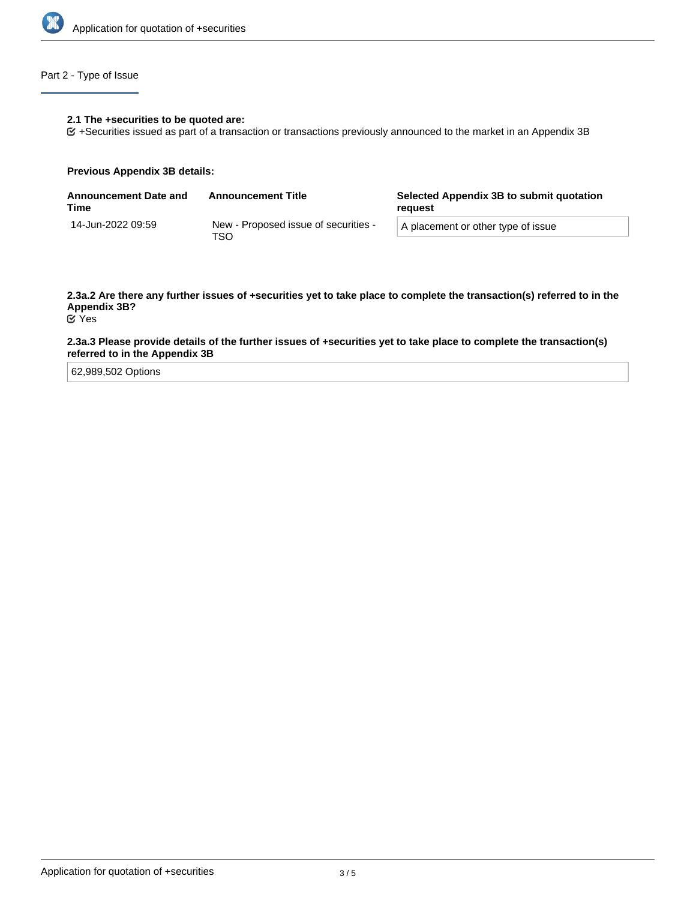## Part 2 - Type of Issue

**2.1 The +securities to be quoted are:**

☑ +Securities issued as part of a transaction or transactions previously announced to the market in an Appendix 3B

**Previous Appendix 3B details:**

| Announcement Date and Time | Announcement Title | Selected Appendix 3B to submit quotation request |
|---|---|---|
| 14-Jun-2022 09:59 | New - Proposed issue of securities - TSO | A placement or other type of issue |

**2.3a.2 Are there any further issues of +securities yet to take place to complete the transaction(s) referred to in the Appendix 3B?**

☑ Yes

**2.3a.3 Please provide details of the further issues of +securities yet to take place to complete the transaction(s) referred to in the Appendix 3B**

62,989,502 Options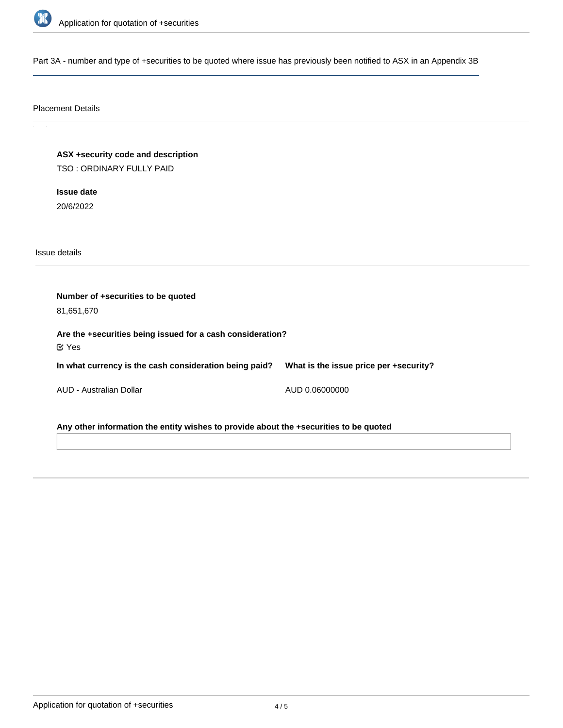Part 3A - number and type of +securities to be quoted where issue has previously been notified to ASX in an Appendix 3B

Placement Details

**ASX +security code and description**

TSO : ORDINARY FULLY PAID

**Issue date**

20/6/2022

Issue details

**Number of +securities to be quoted**

81,651,670

**Are the +securities being issued for a cash consideration?**

☑ Yes

| In what currency is the cash consideration being paid? | What is the issue price per +security? |
|---|---|
| AUD - Australian Dollar | AUD 0.06000000 |

**Any other information the entity wishes to provide about the +securities to be quoted**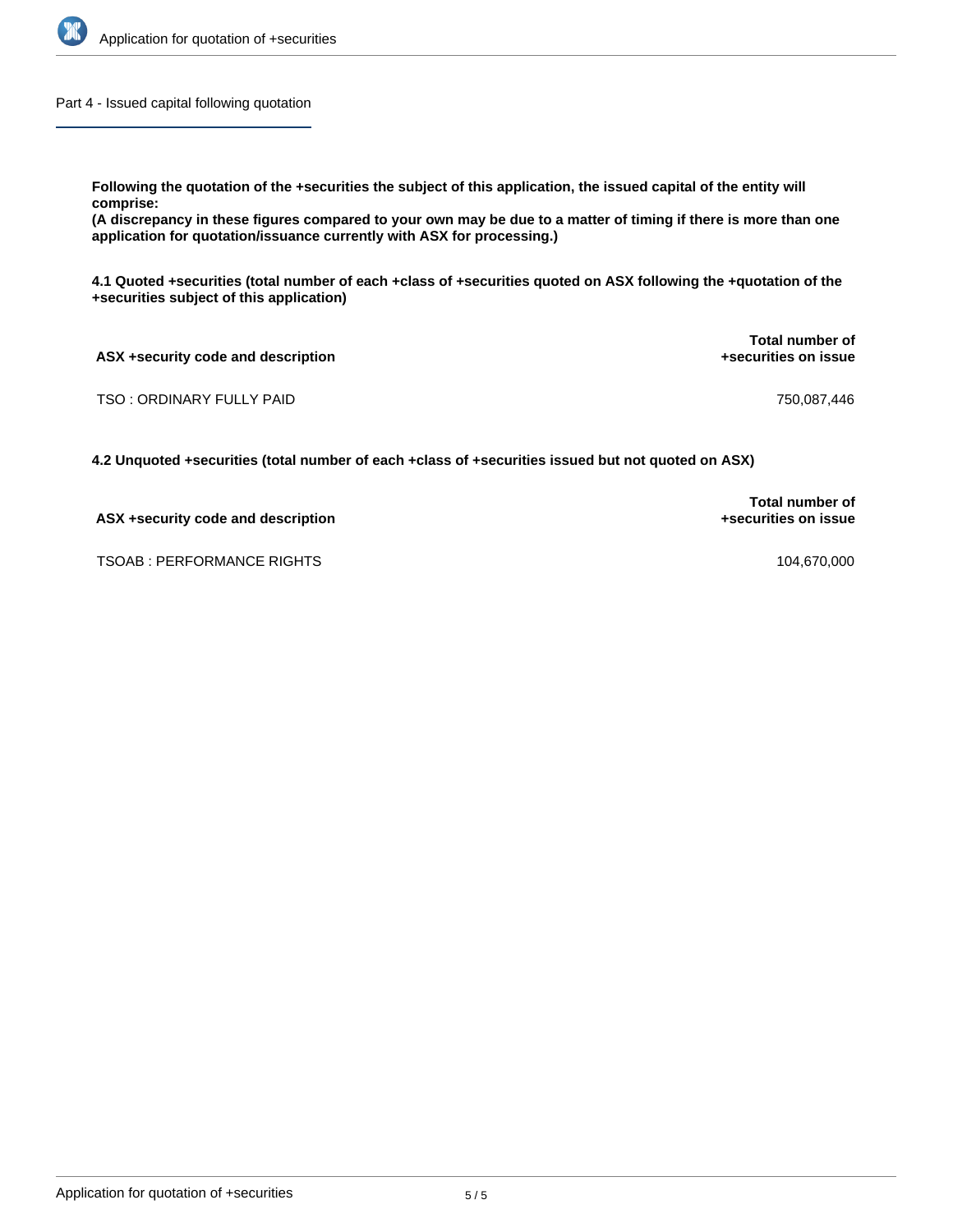## Part 4 - Issued capital following quotation

**Following the quotation of the +securities the subject of this application, the issued capital of the entity will comprise:**
**(A discrepancy in these figures compared to your own may be due to a matter of timing if there is more than one application for quotation/issuance currently with ASX for processing.)**

**4.1 Quoted +securities (total number of each +class of +securities quoted on ASX following the +quotation of the +securities subject of this application)**

| ASX +security code and description | Total number of +securities on issue |
| --- | --- |
| TSO : ORDINARY FULLY PAID | 750,087,446 |

**4.2 Unquoted +securities (total number of each +class of +securities issued but not quoted on ASX)**

| ASX +security code and description | Total number of +securities on issue |
| --- | --- |
| TSOAB : PERFORMANCE RIGHTS | 104,670,000 |